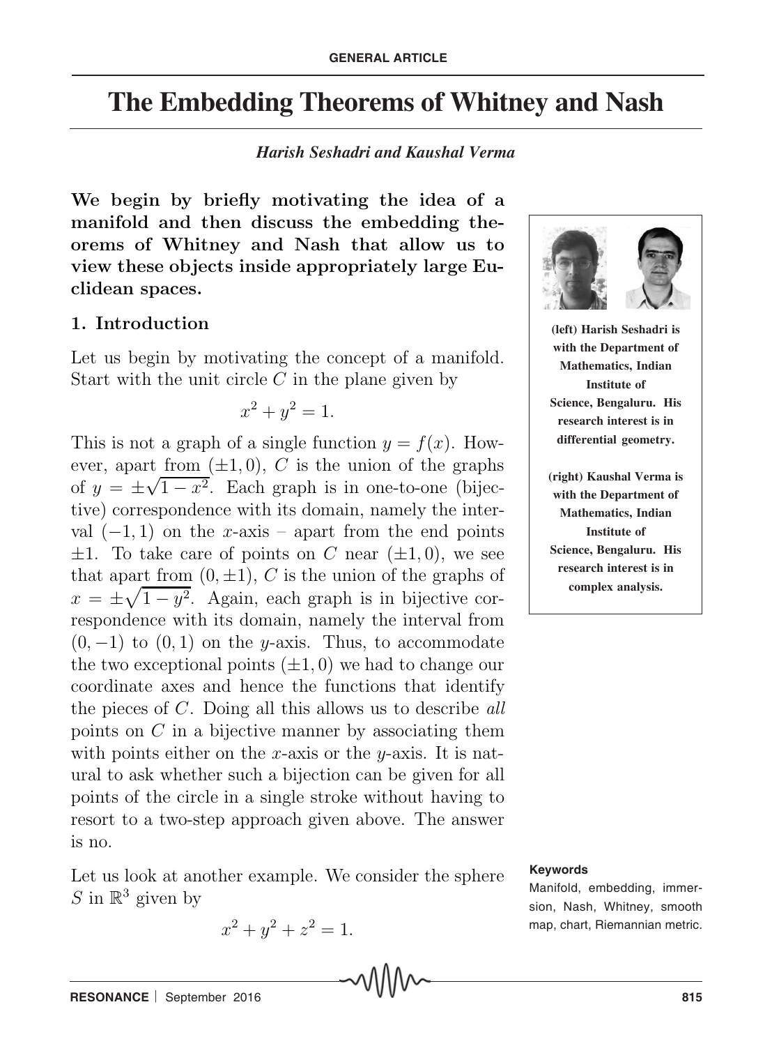# The Embedding Theorems of Whitney and Nash

***Harish Seshadri and Kaushal Verma***

**We begin by briefly motivating the idea of a manifold and then discuss the embedding theorems of Whitney and Nash that allow us to view these objects inside appropriately large Euclidean spaces.**

(left) Harish Seshadri is with the Department of Mathematics, Indian Institute of Science, Bengaluru. His research interest is in differential geometry.

(right) Kaushal Verma is with the Department of Mathematics, Indian Institute of Science, Bengaluru. His research interest is in complex analysis.

## 1. Introduction

Let us begin by motivating the concept of a manifold. Start with the unit circle $C$ in the plane given by

$$x^2 + y^2 = 1.$$

This is not a graph of a single function $y = f(x)$. However, apart from $(\pm 1, 0)$, $C$ is the union of the graphs of $y = \pm\sqrt{1 - x^2}$. Each graph is in one-to-one (bijective) correspondence with its domain, namely the interval $(-1, 1)$ on the $x$-axis – apart from the end points $\pm 1$. To take care of points on $C$ near $(\pm 1, 0)$, we see that apart from $(0, \pm 1)$, $C$ is the union of the graphs of $x = \pm\sqrt{1 - y^2}$. Again, each graph is in bijective correspondence with its domain, namely the interval from $(0, -1)$ to $(0, 1)$ on the $y$-axis. Thus, to accommodate the two exceptional points $(\pm 1, 0)$ we had to change our coordinate axes and hence the functions that identify the pieces of $C$. Doing all this allows us to describe *all* points on $C$ in a bijective manner by associating them with points either on the $x$-axis or the $y$-axis. It is natural to ask whether such a bijection can be given for all points of the circle in a single stroke without having to resort to a two-step approach given above. The answer is no.

Let us look at another example. We consider the sphere $S$ in $\mathbb{R}^3$ given by

$$x^2 + y^2 + z^2 = 1.$$

**Keywords**

Manifold, embedding, immersion, Nash, Whitney, smooth map, chart, Riemannian metric.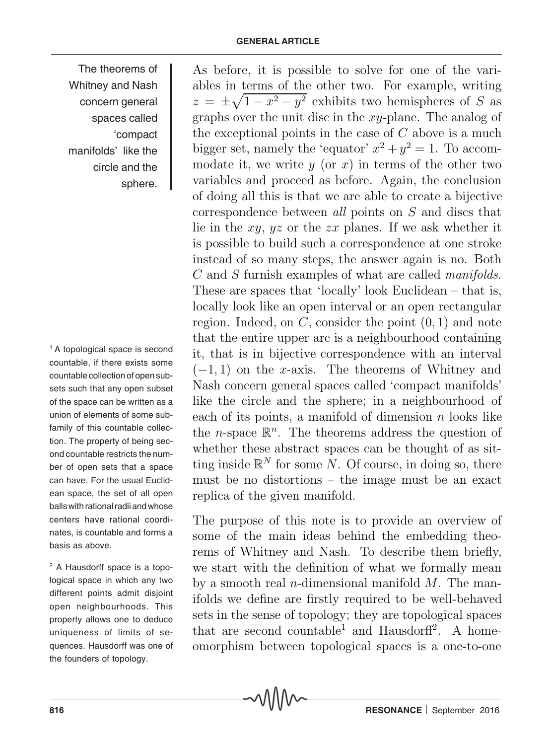The theorems of Whitney and Nash concern general spaces called 'compact manifolds' like the circle and the sphere.

As before, it is possible to solve for one of the variables in terms of the other two. For example, writing $z = \pm\sqrt{1 - x^2 - y^2}$ exhibits two hemispheres of $S$ as graphs over the unit disc in the $xy$-plane. The analog of the exceptional points in the case of $C$ above is a much bigger set, namely the 'equator' $x^2 + y^2 = 1$. To accommodate it, we write $y$ (or $x$) in terms of the other two variables and proceed as before. Again, the conclusion of doing all this is that we are able to create a bijective correspondence between *all* points on $S$ and discs that lie in the $xy$, $yz$ or the $zx$ planes. If we ask whether it is possible to build such a correspondence at one stroke instead of so many steps, the answer again is no. Both $C$ and $S$ furnish examples of what are called *manifolds*. These are spaces that 'locally' look Euclidean – that is, locally look like an open interval or an open rectangular region. Indeed, on $C$, consider the point $(0, 1)$ and note that the entire upper arc is a neighbourhood containing it, that is in bijective correspondence with an interval $(-1, 1)$ on the $x$-axis. The theorems of Whitney and Nash concern general spaces called 'compact manifolds' like the circle and the sphere; in a neighbourhood of each of its points, a manifold of dimension $n$ looks like the $n$-space $\mathbb{R}^n$. The theorems address the question of whether these abstract spaces can be thought of as sitting inside $\mathbb{R}^N$ for some $N$. Of course, in doing so, there must be no distortions – the image must be an exact replica of the given manifold.

The purpose of this note is to provide an overview of some of the main ideas behind the embedding theorems of Whitney and Nash. To describe them briefly, we start with the definition of what we formally mean by a smooth real $n$-dimensional manifold $M$. The manifolds we define are firstly required to be well-behaved sets in the sense of topology; they are topological spaces that are second countable[1] and Hausdorff[2]. A homeomorphism between topological spaces is a one-to-one

[1] A topological space is second countable, if there exists some countable collection of open subsets such that any open subset of the space can be written as a union of elements of some subfamily of this countable collection. The property of being second countable restricts the number of open sets that a space can have. For the usual Euclidean space, the set of all open balls with rational radii and whose centers have rational coordinates, is countable and forms a basis as above.

[2] A Hausdorff space is a topological space in which any two different points admit disjoint open neighbourhoods. This property allows one to deduce uniqueness of limits of sequences. Hausdorff was one of the founders of topology.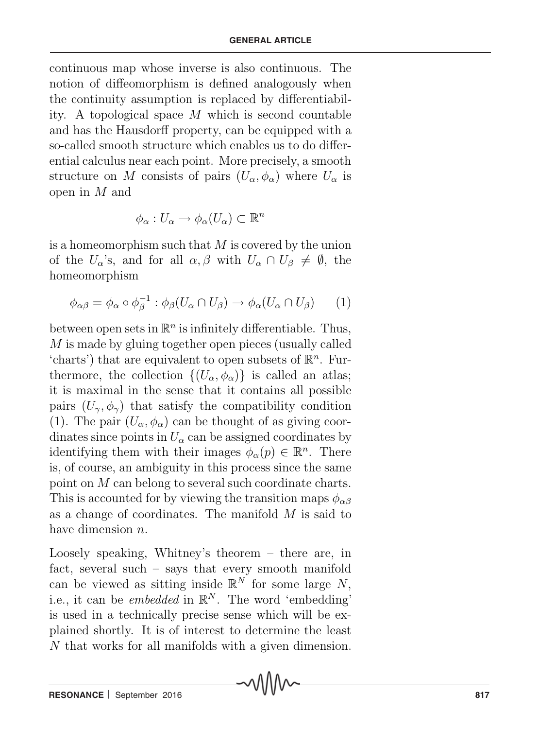continuous map whose inverse is also continuous. The notion of diffeomorphism is defined analogously when the continuity assumption is replaced by differentiability. A topological space $M$ which is second countable and has the Hausdorff property, can be equipped with a so-called smooth structure which enables us to do differential calculus near each point. More precisely, a smooth structure on $M$ consists of pairs $(U_\alpha, \phi_\alpha)$ where $U_\alpha$ is open in $M$ and

$$\phi_\alpha : U_\alpha \to \phi_\alpha(U_\alpha) \subset \mathbb{R}^n$$

is a homeomorphism such that $M$ is covered by the union of the $U_\alpha$'s, and for all $\alpha, \beta$ with $U_\alpha \cap U_\beta \neq \emptyset$, the homeomorphism

$$\phi_{\alpha\beta} = \phi_\alpha \circ \phi_\beta^{-1} : \phi_\beta(U_\alpha \cap U_\beta) \to \phi_\alpha(U_\alpha \cap U_\beta) \qquad (1)$$

between open sets in $\mathbb{R}^n$ is infinitely differentiable. Thus, $M$ is made by gluing together open pieces (usually called 'charts') that are equivalent to open subsets of $\mathbb{R}^n$. Furthermore, the collection $\{(U_\alpha, \phi_\alpha)\}$ is called an atlas; it is maximal in the sense that it contains all possible pairs $(U_\gamma, \phi_\gamma)$ that satisfy the compatibility condition (1). The pair $(U_\alpha, \phi_\alpha)$ can be thought of as giving coordinates since points in $U_\alpha$ can be assigned coordinates by identifying them with their images $\phi_\alpha(p) \in \mathbb{R}^n$. There is, of course, an ambiguity in this process since the same point on $M$ can belong to several such coordinate charts. This is accounted for by viewing the transition maps $\phi_{\alpha\beta}$ as a change of coordinates. The manifold $M$ is said to have dimension $n$.

Loosely speaking, Whitney's theorem – there are, in fact, several such – says that every smooth manifold can be viewed as sitting inside $\mathbb{R}^N$ for some large $N$, i.e., it can be *embedded* in $\mathbb{R}^N$. The word 'embedding' is used in a technically precise sense which will be explained shortly. It is of interest to determine the least $N$ that works for all manifolds with a given dimension.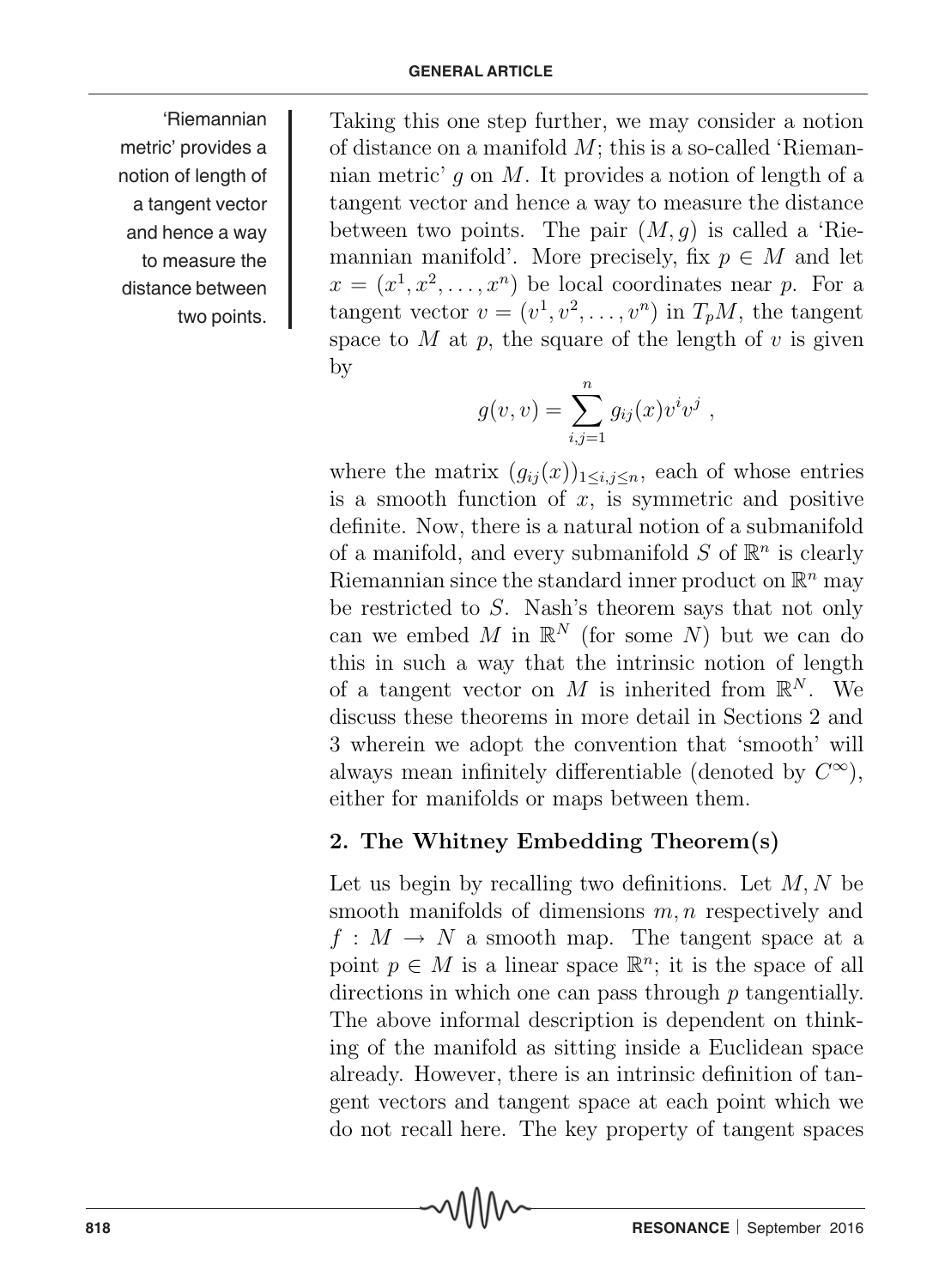'Riemannian metric' provides a notion of length of a tangent vector and hence a way to measure the distance between two points.

Taking this one step further, we may consider a notion of distance on a manifold $M$; this is a so-called 'Riemannian metric' $g$ on $M$. It provides a notion of length of a tangent vector and hence a way to measure the distance between two points. The pair $(M, g)$ is called a 'Riemannian manifold'. More precisely, fix $p \in M$ and let $x = (x^1, x^2, \ldots, x^n)$ be local coordinates near $p$. For a tangent vector $v = (v^1, v^2, \ldots, v^n)$ in $T_pM$, the tangent space to $M$ at $p$, the square of the length of $v$ is given by

$$g(v, v) = \sum_{i,j=1}^{n} g_{ij}(x) v^i v^j \ ,$$

where the matrix $(g_{ij}(x))_{1 \leq i,j \leq n}$, each of whose entries is a smooth function of $x$, is symmetric and positive definite. Now, there is a natural notion of a submanifold of a manifold, and every submanifold $S$ of $\mathbb{R}^n$ is clearly Riemannian since the standard inner product on $\mathbb{R}^n$ may be restricted to $S$. Nash's theorem says that not only can we embed $M$ in $\mathbb{R}^N$ (for some $N$) but we can do this in such a way that the intrinsic notion of length of a tangent vector on $M$ is inherited from $\mathbb{R}^N$. We discuss these theorems in more detail in Sections 2 and 3 wherein we adopt the convention that 'smooth' will always mean infinitely differentiable (denoted by $C^\infty$), either for manifolds or maps between them.

## 2. The Whitney Embedding Theorem(s)

Let us begin by recalling two definitions. Let $M, N$ be smooth manifolds of dimensions $m, n$ respectively and $f : M \to N$ a smooth map. The tangent space at a point $p \in M$ is a linear space $\mathbb{R}^n$; it is the space of all directions in which one can pass through $p$ tangentially. The above informal description is dependent on thinking of the manifold as sitting inside a Euclidean space already. However, there is an intrinsic definition of tangent vectors and tangent space at each point which we do not recall here. The key property of tangent spaces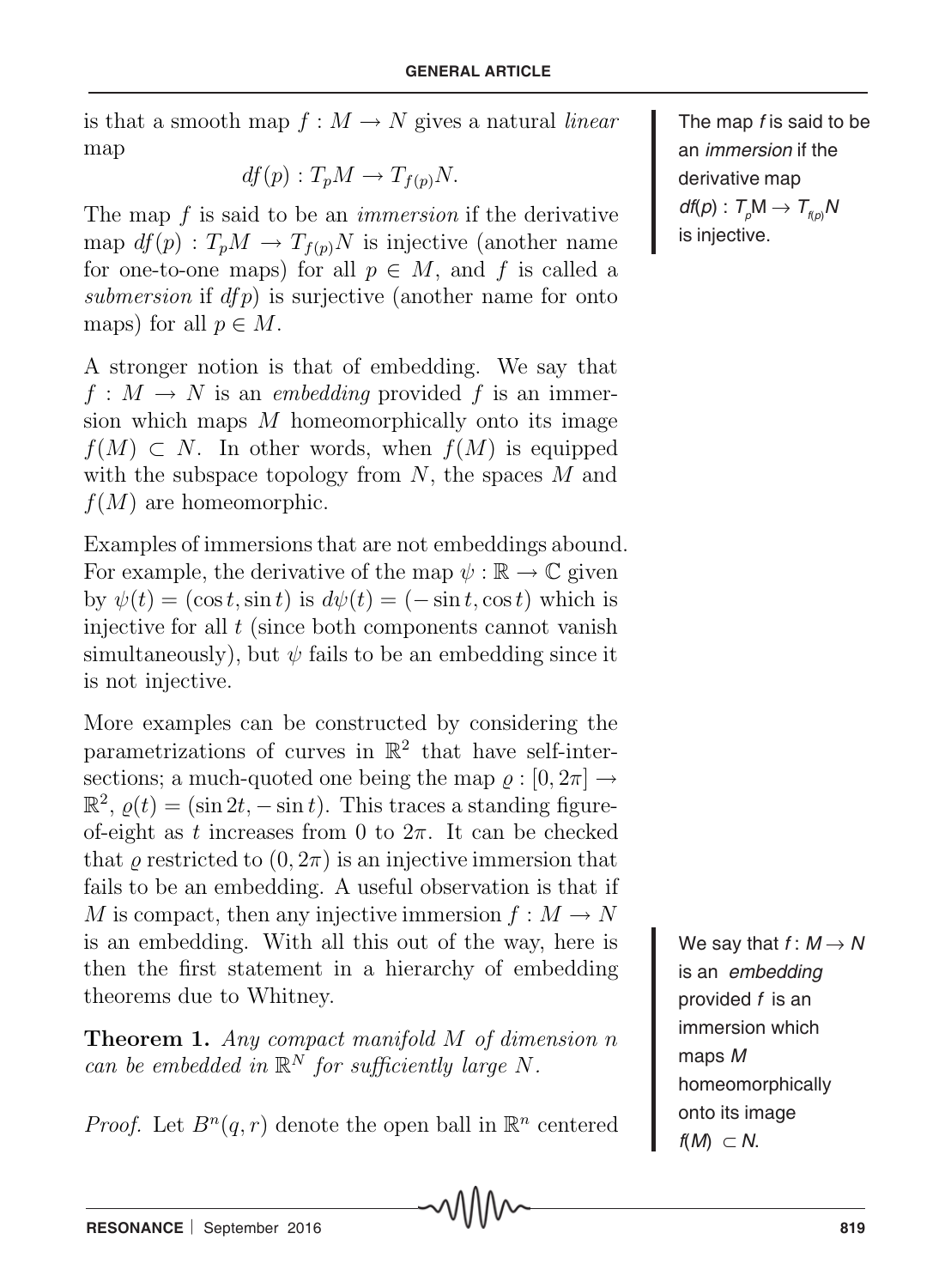is that a smooth map $f : M \to N$ gives a natural *linear* map

$$df(p) : T_pM \to T_{f(p)}N.$$

The map $f$ is said to be an *immersion* if the derivative map $df(p) : T_pM \to T_{f(p)}N$ is injective (another name for one-to-one maps) for all $p \in M$, and $f$ is called a *submersion* if $dfp)$ is surjective (another name for onto maps) for all $p \in M$.

The map $f$ is said to be an *immersion* if the derivative map $df(p) : T_pM \to T_{f(p)}N$ is injective.

A stronger notion is that of embedding. We say that $f : M \to N$ is an *embedding* provided $f$ is an immersion which maps $M$ homeomorphically onto its image $f(M) \subset N$. In other words, when $f(M)$ is equipped with the subspace topology from $N$, the spaces $M$ and $f(M)$ are homeomorphic.

Examples of immersions that are not embeddings abound. For example, the derivative of the map $\psi : \mathbb{R} \to \mathbb{C}$ given by $\psi(t) = (\cos t, \sin t)$ is $d\psi(t) = (-\sin t, \cos t)$ which is injective for all $t$ (since both components cannot vanish simultaneously), but $\psi$ fails to be an embedding since it is not injective.

More examples can be constructed by considering the parametrizations of curves in $\mathbb{R}^2$ that have self-intersections; a much-quoted one being the map $\varrho : [0, 2\pi] \to \mathbb{R}^2$, $\varrho(t) = (\sin 2t, -\sin t)$. This traces a standing figure-of-eight as $t$ increases from 0 to $2\pi$. It can be checked that $\varrho$ restricted to $(0, 2\pi)$ is an injective immersion that fails to be an embedding. A useful observation is that if $M$ is compact, then any injective immersion $f : M \to N$ is an embedding. With all this out of the way, here is then the first statement in a hierarchy of embedding theorems due to Whitney.

We say that $f : M \to N$ is an *embedding* provided $f$ is an immersion which maps $M$ homeomorphically onto its image $f(M) \subset N$.

**Theorem 1.** *Any compact manifold $M$ of dimension $n$ can be embedded in $\mathbb{R}^N$ for sufficiently large $N$.*

*Proof.* Let $B^n(q, r)$ denote the open ball in $\mathbb{R}^n$ centered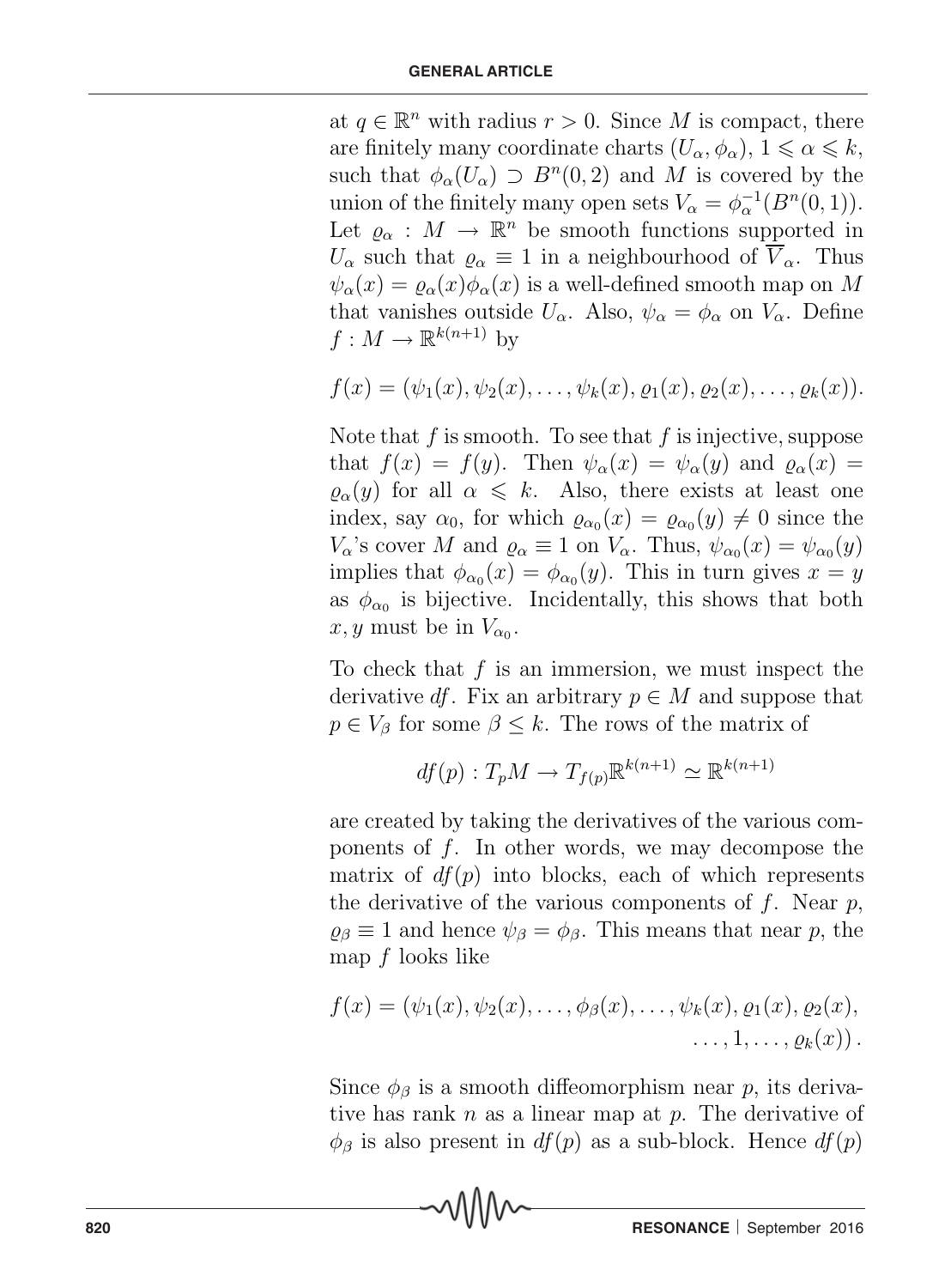at $q \in \mathbb{R}^n$ with radius $r > 0$. Since $M$ is compact, there are finitely many coordinate charts $(U_\alpha, \phi_\alpha)$, $1 \leqslant \alpha \leqslant k$, such that $\phi_\alpha(U_\alpha) \supset B^n(0,2)$ and $M$ is covered by the union of the finitely many open sets $V_\alpha = \phi_\alpha^{-1}(B^n(0,1))$. Let $\varrho_\alpha : M \to \mathbb{R}^n$ be smooth functions supported in $U_\alpha$ such that $\varrho_\alpha \equiv 1$ in a neighbourhood of $\overline{V}_\alpha$. Thus $\psi_\alpha(x) = \varrho_\alpha(x)\phi_\alpha(x)$ is a well-defined smooth map on $M$ that vanishes outside $U_\alpha$. Also, $\psi_\alpha = \phi_\alpha$ on $V_\alpha$. Define $f : M \to \mathbb{R}^{k(n+1)}$ by

$$f(x) = (\psi_1(x), \psi_2(x), \ldots, \psi_k(x), \varrho_1(x), \varrho_2(x), \ldots, \varrho_k(x)).$$

Note that $f$ is smooth. To see that $f$ is injective, suppose that $f(x) = f(y)$. Then $\psi_\alpha(x) = \psi_\alpha(y)$ and $\varrho_\alpha(x) = \varrho_\alpha(y)$ for all $\alpha \leqslant k$. Also, there exists at least one index, say $\alpha_0$, for which $\varrho_{\alpha_0}(x) = \varrho_{\alpha_0}(y) \neq 0$ since the $V_\alpha$'s cover $M$ and $\varrho_\alpha \equiv 1$ on $V_\alpha$. Thus, $\psi_{\alpha_0}(x) = \psi_{\alpha_0}(y)$ implies that $\phi_{\alpha_0}(x) = \phi_{\alpha_0}(y)$. This in turn gives $x = y$ as $\phi_{\alpha_0}$ is bijective. Incidentally, this shows that both $x, y$ must be in $V_{\alpha_0}$.

To check that $f$ is an immersion, we must inspect the derivative $df$. Fix an arbitrary $p \in M$ and suppose that $p \in V_\beta$ for some $\beta \leq k$. The rows of the matrix of

$$df(p) : T_pM \to T_{f(p)}\mathbb{R}^{k(n+1)} \simeq \mathbb{R}^{k(n+1)}$$

are created by taking the derivatives of the various components of $f$. In other words, we may decompose the matrix of $df(p)$ into blocks, each of which represents the derivative of the various components of $f$. Near $p$, $\varrho_\beta \equiv 1$ and hence $\psi_\beta = \phi_\beta$. This means that near $p$, the map $f$ looks like

$$f(x) = (\psi_1(x), \psi_2(x), \ldots, \phi_\beta(x), \ldots, \psi_k(x), \varrho_1(x), \varrho_2(x), \ldots, 1, \ldots, \varrho_k(x)).$$

Since $\phi_\beta$ is a smooth diffeomorphism near $p$, its derivative has rank $n$ as a linear map at $p$. The derivative of $\phi_\beta$ is also present in $df(p)$ as a sub-block. Hence $df(p)$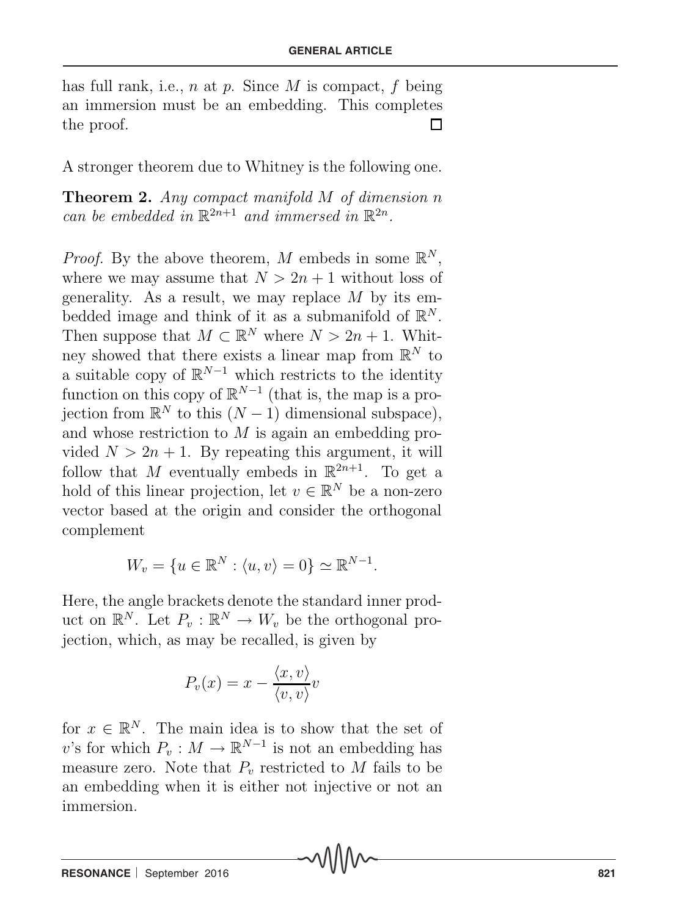has full rank, i.e., $n$ at $p$. Since $M$ is compact, $f$ being an immersion must be an embedding. This completes the proof. □

A stronger theorem due to Whitney is the following one.

**Theorem 2.** *Any compact manifold $M$ of dimension $n$ can be embedded in $\mathbb{R}^{2n+1}$ and immersed in $\mathbb{R}^{2n}$.*

*Proof.* By the above theorem, $M$ embeds in some $\mathbb{R}^N$, where we may assume that $N > 2n + 1$ without loss of generality. As a result, we may replace $M$ by its embedded image and think of it as a submanifold of $\mathbb{R}^N$. Then suppose that $M \subset \mathbb{R}^N$ where $N > 2n + 1$. Whitney showed that there exists a linear map from $\mathbb{R}^N$ to a suitable copy of $\mathbb{R}^{N-1}$ which restricts to the identity function on this copy of $\mathbb{R}^{N-1}$ (that is, the map is a projection from $\mathbb{R}^N$ to this $(N - 1)$ dimensional subspace), and whose restriction to $M$ is again an embedding provided $N > 2n + 1$. By repeating this argument, it will follow that $M$ eventually embeds in $\mathbb{R}^{2n+1}$. To get a hold of this linear projection, let $v \in \mathbb{R}^N$ be a non-zero vector based at the origin and consider the orthogonal complement

$$W_v = \{u \in \mathbb{R}^N : \langle u, v\rangle = 0\} \simeq \mathbb{R}^{N-1}.$$

Here, the angle brackets denote the standard inner product on $\mathbb{R}^N$. Let $P_v : \mathbb{R}^N \to W_v$ be the orthogonal projection, which, as may be recalled, is given by

$$P_v(x) = x - \frac{\langle x, v\rangle}{\langle v, v\rangle} v$$

for $x \in \mathbb{R}^N$. The main idea is to show that the set of $v$'s for which $P_v : M \to \mathbb{R}^{N-1}$ is not an embedding has measure zero. Note that $P_v$ restricted to $M$ fails to be an embedding when it is either not injective or not an immersion.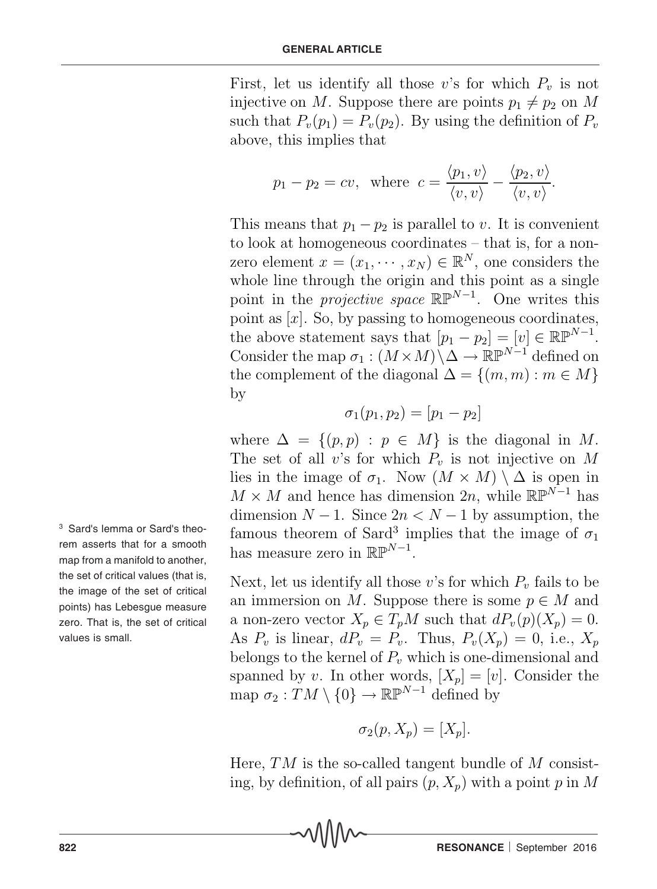First, let us identify all those $v$'s for which $P_v$ is not injective on $M$. Suppose there are points $p_1 \neq p_2$ on $M$ such that $P_v(p_1) = P_v(p_2)$. By using the definition of $P_v$ above, this implies that

$$p_1 - p_2 = cv, \text{ where } c = \frac{\langle p_1, v\rangle}{\langle v, v\rangle} - \frac{\langle p_2, v\rangle}{\langle v, v\rangle}.$$

This means that $p_1 - p_2$ is parallel to $v$. It is convenient to look at homogeneous coordinates – that is, for a non-zero element $x = (x_1, \cdots, x_N) \in \mathbb{R}^N$, one considers the whole line through the origin and this point as a single point in the *projective space* $\mathbb{RP}^{N-1}$. One writes this point as $[x]$. So, by passing to homogeneous coordinates, the above statement says that $[p_1 - p_2] = [v] \in \mathbb{RP}^{N-1}$. Consider the map $\sigma_1 : (M \times M) \setminus \Delta \to \mathbb{RP}^{N-1}$ defined on the complement of the diagonal $\Delta = \{(m, m) : m \in M\}$ by

$$\sigma_1(p_1, p_2) = [p_1 - p_2]$$

where $\Delta = \{(p, p) : p \in M\}$ is the diagonal in $M$. The set of all $v$'s for which $P_v$ is not injective on $M$ lies in the image of $\sigma_1$. Now $(M \times M) \setminus \Delta$ is open in $M \times M$ and hence has dimension $2n$, while $\mathbb{RP}^{N-1}$ has dimension $N - 1$. Since $2n < N - 1$ by assumption, the famous theorem of Sard[3] implies that the image of $\sigma_1$ has measure zero in $\mathbb{RP}^{N-1}$.

[3] Sard's lemma or Sard's theorem asserts that for a smooth map from a manifold to another, the set of critical values (that is, the image of the set of critical points) has Lebesgue measure zero. That is, the set of critical values is small.

Next, let us identify all those $v$'s for which $P_v$ fails to be an immersion on $M$. Suppose there is some $p \in M$ and a non-zero vector $X_p \in T_pM$ such that $dP_v(p)(X_p) = 0$. As $P_v$ is linear, $dP_v = P_v$. Thus, $P_v(X_p) = 0$, i.e., $X_p$ belongs to the kernel of $P_v$ which is one-dimensional and spanned by $v$. In other words, $[X_p] = [v]$. Consider the map $\sigma_2 : TM \setminus \{0\} \to \mathbb{RP}^{N-1}$ defined by

$$\sigma_2(p, X_p) = [X_p].$$

Here, $TM$ is the so-called tangent bundle of $M$ consisting, by definition, of all pairs $(p, X_p)$ with a point $p$ in $M$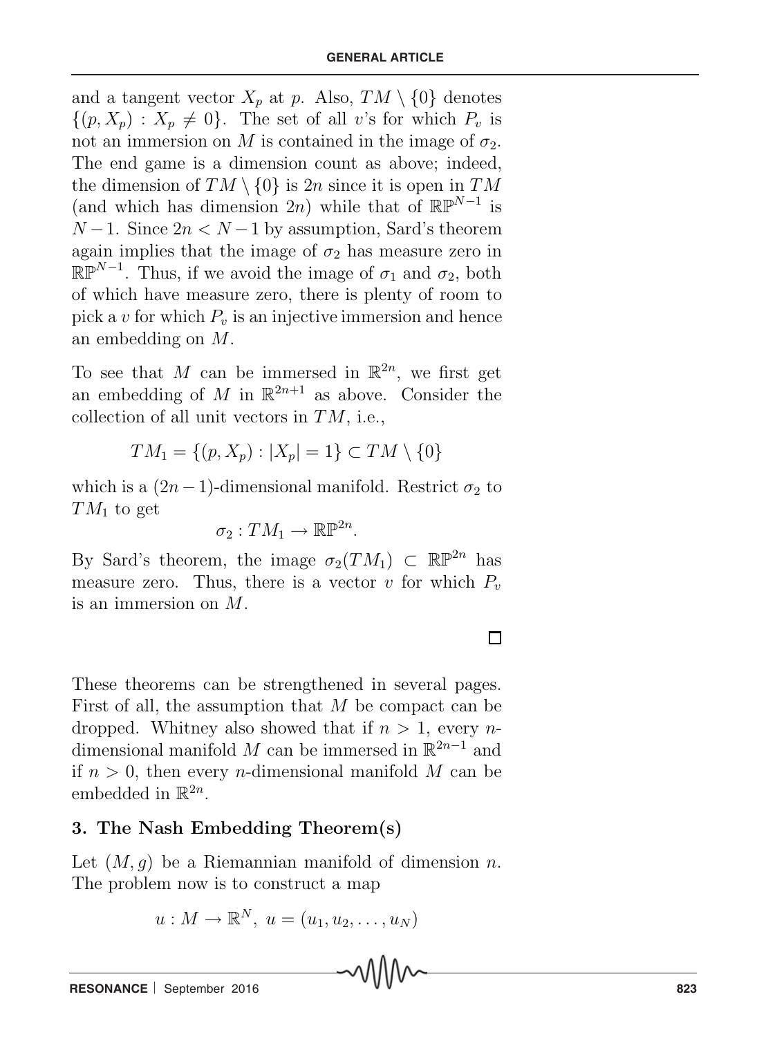and a tangent vector $X_p$ at $p$. Also, $TM \setminus \{0\}$ denotes $\{(p, X_p) : X_p \neq 0\}$. The set of all $v$'s for which $P_v$ is not an immersion on $M$ is contained in the image of $\sigma_2$. The end game is a dimension count as above; indeed, the dimension of $TM \setminus \{0\}$ is $2n$ since it is open in $TM$ (and which has dimension $2n$) while that of $\mathbb{RP}^{N-1}$ is $N-1$. Since $2n < N-1$ by assumption, Sard's theorem again implies that the image of $\sigma_2$ has measure zero in $\mathbb{RP}^{N-1}$. Thus, if we avoid the image of $\sigma_1$ and $\sigma_2$, both of which have measure zero, there is plenty of room to pick a $v$ for which $P_v$ is an injective immersion and hence an embedding on $M$.

To see that $M$ can be immersed in $\mathbb{R}^{2n}$, we first get an embedding of $M$ in $\mathbb{R}^{2n+1}$ as above. Consider the collection of all unit vectors in $TM$, i.e.,

$$TM_1 = \{(p, X_p) : |X_p| = 1\} \subset TM \setminus \{0\}$$

which is a $(2n-1)$-dimensional manifold. Restrict $\sigma_2$ to $TM_1$ to get

$$\sigma_2 : TM_1 \to \mathbb{RP}^{2n}.$$

By Sard's theorem, the image $\sigma_2(TM_1) \subset \mathbb{RP}^{2n}$ has measure zero. Thus, there is a vector $v$ for which $P_v$ is an immersion on $M$.

□

These theorems can be strengthened in several pages. First of all, the assumption that $M$ be compact can be dropped. Whitney also showed that if $n > 1$, every $n$-dimensional manifold $M$ can be immersed in $\mathbb{R}^{2n-1}$ and if $n > 0$, then every $n$-dimensional manifold $M$ can be embedded in $\mathbb{R}^{2n}$.

### 3. The Nash Embedding Theorem(s)

Let $(M, g)$ be a Riemannian manifold of dimension $n$. The problem now is to construct a map

$$u : M \to \mathbb{R}^N, \; u = (u_1, u_2, \ldots, u_N)$$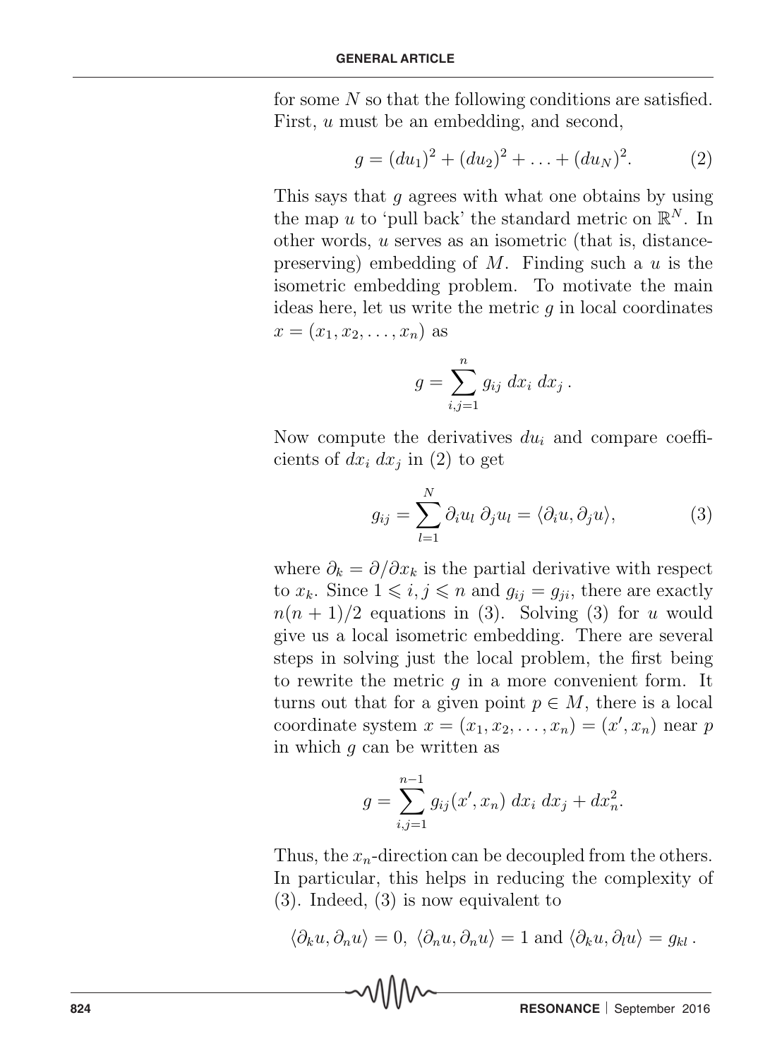for some $N$ so that the following conditions are satisfied. First, $u$ must be an embedding, and second,

$$g = (du_1)^2 + (du_2)^2 + \ldots + (du_N)^2. \tag{2}$$

This says that $g$ agrees with what one obtains by using the map $u$ to 'pull back' the standard metric on $\mathbb{R}^N$. In other words, $u$ serves as an isometric (that is, distance-preserving) embedding of $M$. Finding such a $u$ is the isometric embedding problem. To motivate the main ideas here, let us write the metric $g$ in local coordinates $x = (x_1, x_2, \ldots, x_n)$ as

$$g = \sum_{i,j=1}^{n} g_{ij}\; dx_i\; dx_j\,.$$

Now compute the derivatives $du_i$ and compare coefficients of $dx_i\; dx_j$ in (2) to get

$$g_{ij} = \sum_{l=1}^{N} \partial_i u_l\; \partial_j u_l = \langle \partial_i u, \partial_j u \rangle, \tag{3}$$

where $\partial_k = \partial/\partial x_k$ is the partial derivative with respect to $x_k$. Since $1 \leqslant i, j \leqslant n$ and $g_{ij} = g_{ji}$, there are exactly $n(n+1)/2$ equations in (3). Solving (3) for $u$ would give us a local isometric embedding. There are several steps in solving just the local problem, the first being to rewrite the metric $g$ in a more convenient form. It turns out that for a given point $p \in M$, there is a local coordinate system $x = (x_1, x_2, \ldots, x_n) = (x', x_n)$ near $p$ in which $g$ can be written as

$$g = \sum_{i,j=1}^{n-1} g_{ij}(x', x_n)\; dx_i\; dx_j + dx_n^2.$$

Thus, the $x_n$-direction can be decoupled from the others. In particular, this helps in reducing the complexity of (3). Indeed, (3) is now equivalent to

$$\langle \partial_k u, \partial_n u \rangle = 0,\; \langle \partial_n u, \partial_n u \rangle = 1 \text{ and } \langle \partial_k u, \partial_l u \rangle = g_{kl}\,.$$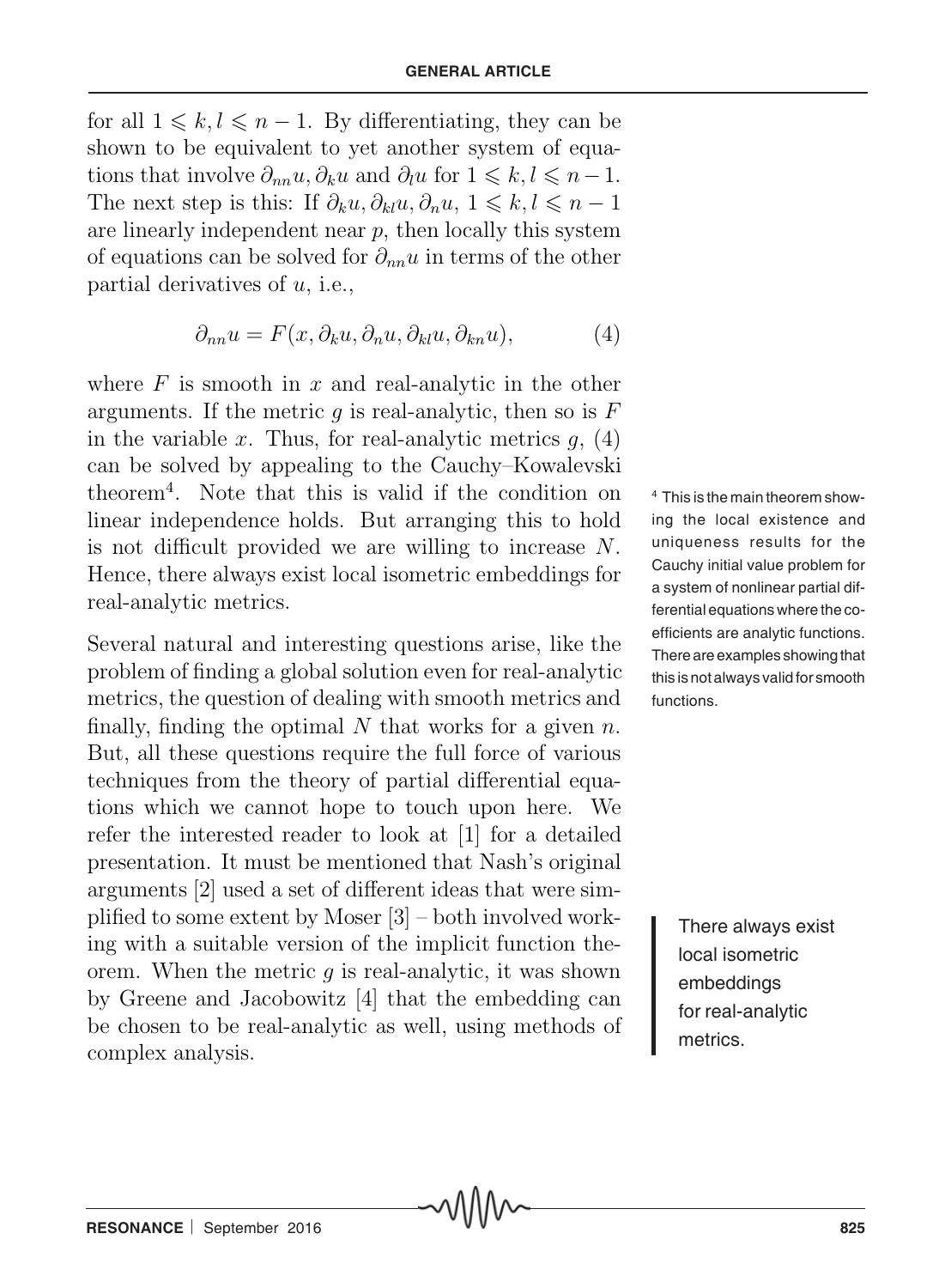for all $1 \leqslant k, l \leqslant n-1$. By differentiating, they can be shown to be equivalent to yet another system of equations that involve $\partial_{nn}u, \partial_k u$ and $\partial_l u$ for $1 \leqslant k, l \leqslant n-1$. The next step is this: If $\partial_k u, \partial_{kl} u, \partial_n u$, $1 \leqslant k, l \leqslant n-1$ are linearly independent near $p$, then locally this system of equations can be solved for $\partial_{nn}u$ in terms of the other partial derivatives of $u$, i.e.,

$$\partial_{nn}u = F(x, \partial_k u, \partial_n u, \partial_{kl} u, \partial_{kn} u), \tag{4}$$

where $F$ is smooth in $x$ and real-analytic in the other arguments. If the metric $g$ is real-analytic, then so is $F$ in the variable $x$. Thus, for real-analytic metrics $g$, (4) can be solved by appealing to the Cauchy–Kowalevski theorem[4]. Note that this is valid if the condition on linear independence holds. But arranging this to hold is not difficult provided we are willing to increase $N$. Hence, there always exist local isometric embeddings for real-analytic metrics.

[4] This is the main theorem showing the local existence and uniqueness results for the Cauchy initial value problem for a system of nonlinear partial differential equations where the coefficients are analytic functions. There are examples showing that this is not always valid for smooth functions.

Several natural and interesting questions arise, like the problem of finding a global solution even for real-analytic metrics, the question of dealing with smooth metrics and finally, finding the optimal $N$ that works for a given $n$. But, all these questions require the full force of various techniques from the theory of partial differential equations which we cannot hope to touch upon here. We refer the interested reader to look at [1] for a detailed presentation. It must be mentioned that Nash's original arguments [2] used a set of different ideas that were simplified to some extent by Moser [3] – both involved working with a suitable version of the implicit function theorem. When the metric $g$ is real-analytic, it was shown by Greene and Jacobowitz [4] that the embedding can be chosen to be real-analytic as well, using methods of complex analysis.

> There always exist local isometric embeddings for real-analytic metrics.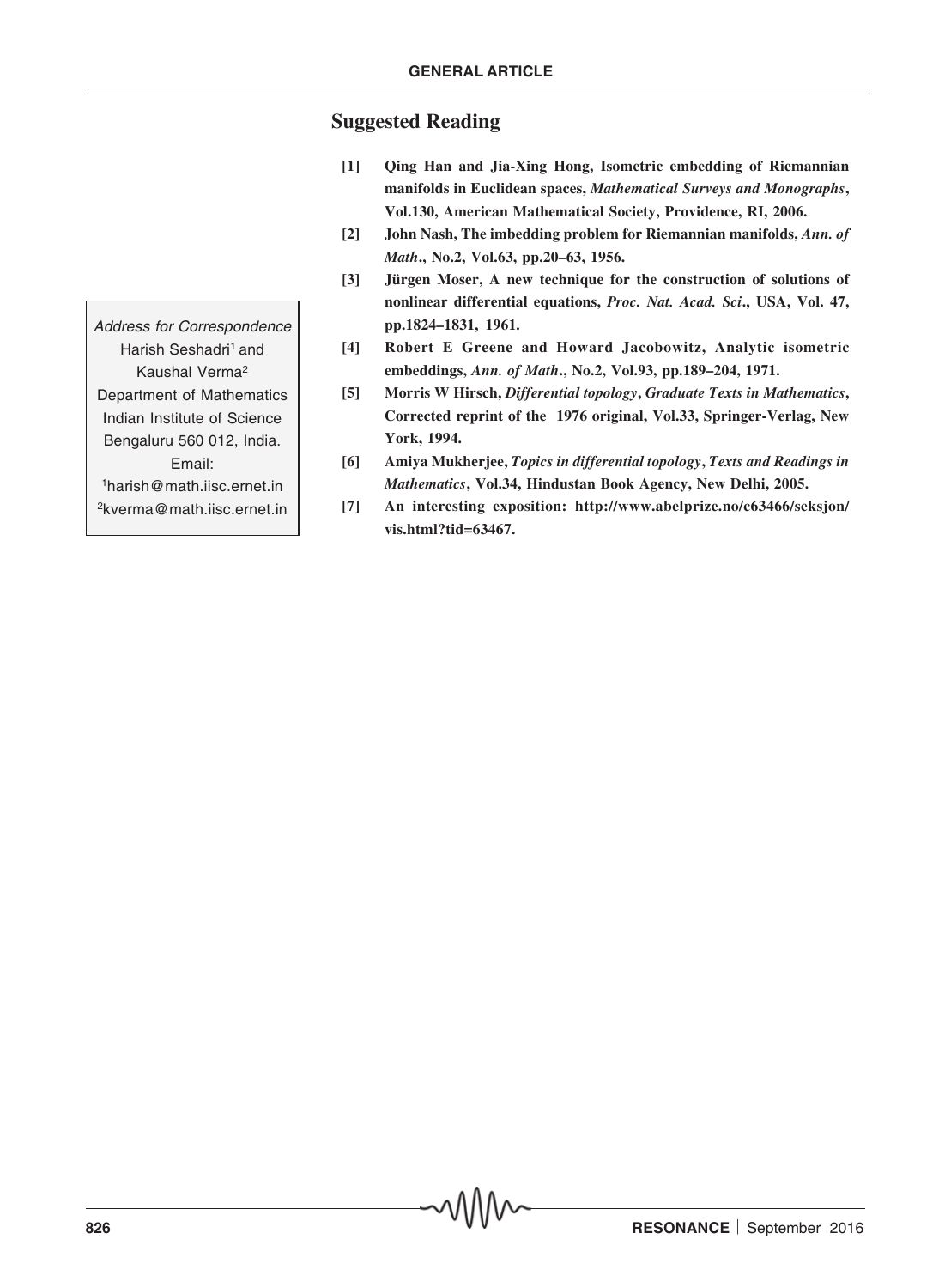## Suggested Reading

[1] Qing Han and Jia-Xing Hong, Isometric embedding of Riemannian manifolds in Euclidean spaces, *Mathematical Surveys and Monographs*, Vol.130, American Mathematical Society, Providence, RI, 2006.

[2] John Nash, The imbedding problem for Riemannian manifolds, *Ann. of Math*., No.2, Vol.63, pp.20–63, 1956.

[3] Jürgen Moser, A new technique for the construction of solutions of nonlinear differential equations, *Proc. Nat. Acad. Sci*., USA, Vol. 47, pp.1824–1831, 1961.

[4] Robert E Greene and Howard Jacobowitz, Analytic isometric embeddings, *Ann. of Math*., No.2, Vol.93, pp.189–204, 1971.

[5] Morris W Hirsch, *Differential topology*, *Graduate Texts in Mathematics*, Corrected reprint of the 1976 original, Vol.33, Springer-Verlag, New York, 1994.

[6] Amiya Mukherjee, *Topics in differential topology*, *Texts and Readings in Mathematics*, Vol.34, Hindustan Book Agency, New Delhi, 2005.

[7] An interesting exposition: http://www.abelprize.no/c63466/seksjon/vis.html?tid=63467.

*Address for Correspondence*
Harish Seshadri[1] and
Kaushal Verma[2]
Department of Mathematics
Indian Institute of Science
Bengaluru 560 012, India.
Email:
[1]harish@math.iisc.ernet.in
[2]kverma@math.iisc.ernet.in